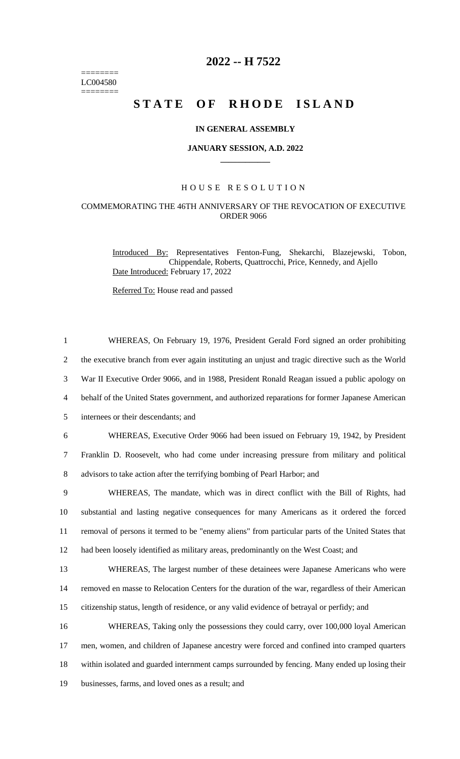========
LC004580
========

# 2022 -- H 7522

# STATE OF RHODE ISLAND

**IN GENERAL ASSEMBLY**

**JANUARY SESSION, A.D. 2022**

## HOUSE RESOLUTION

### COMMEMORATING THE 46TH ANNIVERSARY OF THE REVOCATION OF EXECUTIVE ORDER 9066

Introduced By: Representatives Fenton-Fung, Shekarchi, Blazejewski, Tobon, Chippendale, Roberts, Quattrocchi, Price, Kennedy, and Ajello

Date Introduced: February 17, 2022

Referred To: House read and passed

1 WHEREAS, On February 19, 1976, President Gerald Ford signed an order prohibiting
2 the executive branch from ever again instituting an unjust and tragic directive such as the World
3 War II Executive Order 9066, and in 1988, President Ronald Reagan issued a public apology on
4 behalf of the United States government, and authorized reparations for former Japanese American
5 internees or their descendants; and

6 WHEREAS, Executive Order 9066 had been issued on February 19, 1942, by President
7 Franklin D. Roosevelt, who had come under increasing pressure from military and political
8 advisors to take action after the terrifying bombing of Pearl Harbor; and

9 WHEREAS, The mandate, which was in direct conflict with the Bill of Rights, had
10 substantial and lasting negative consequences for many Americans as it ordered the forced
11 removal of persons it termed to be "enemy aliens" from particular parts of the United States that
12 had been loosely identified as military areas, predominantly on the West Coast; and

13 WHEREAS, The largest number of these detainees were Japanese Americans who were
14 removed en masse to Relocation Centers for the duration of the war, regardless of their American
15 citizenship status, length of residence, or any valid evidence of betrayal or perfidy; and

16 WHEREAS, Taking only the possessions they could carry, over 100,000 loyal American
17 men, women, and children of Japanese ancestry were forced and confined into cramped quarters
18 within isolated and guarded internment camps surrounded by fencing. Many ended up losing their
19 businesses, farms, and loved ones as a result; and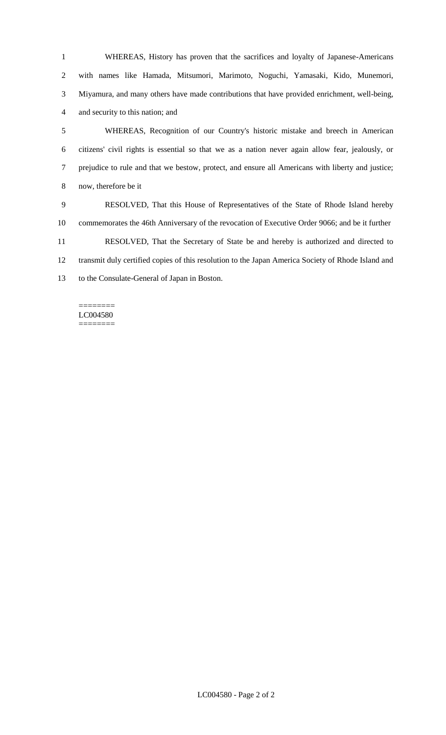WHEREAS, History has proven that the sacrifices and loyalty of Japanese-Americans with names like Hamada, Mitsumori, Marimoto, Noguchi, Yamasaki, Kido, Munemori, Miyamura, and many others have made contributions that have provided enrichment, well-being, and security to this nation; and

WHEREAS, Recognition of our Country's historic mistake and breech in American citizens' civil rights is essential so that we as a nation never again allow fear, jealously, or prejudice to rule and that we bestow, protect, and ensure all Americans with liberty and justice; now, therefore be it

RESOLVED, That this House of Representatives of the State of Rhode Island hereby commemorates the 46th Anniversary of the revocation of Executive Order 9066; and be it further

RESOLVED, That the Secretary of State be and hereby is authorized and directed to transmit duly certified copies of this resolution to the Japan America Society of Rhode Island and to the Consulate-General of Japan in Boston.

========
LC004580
========